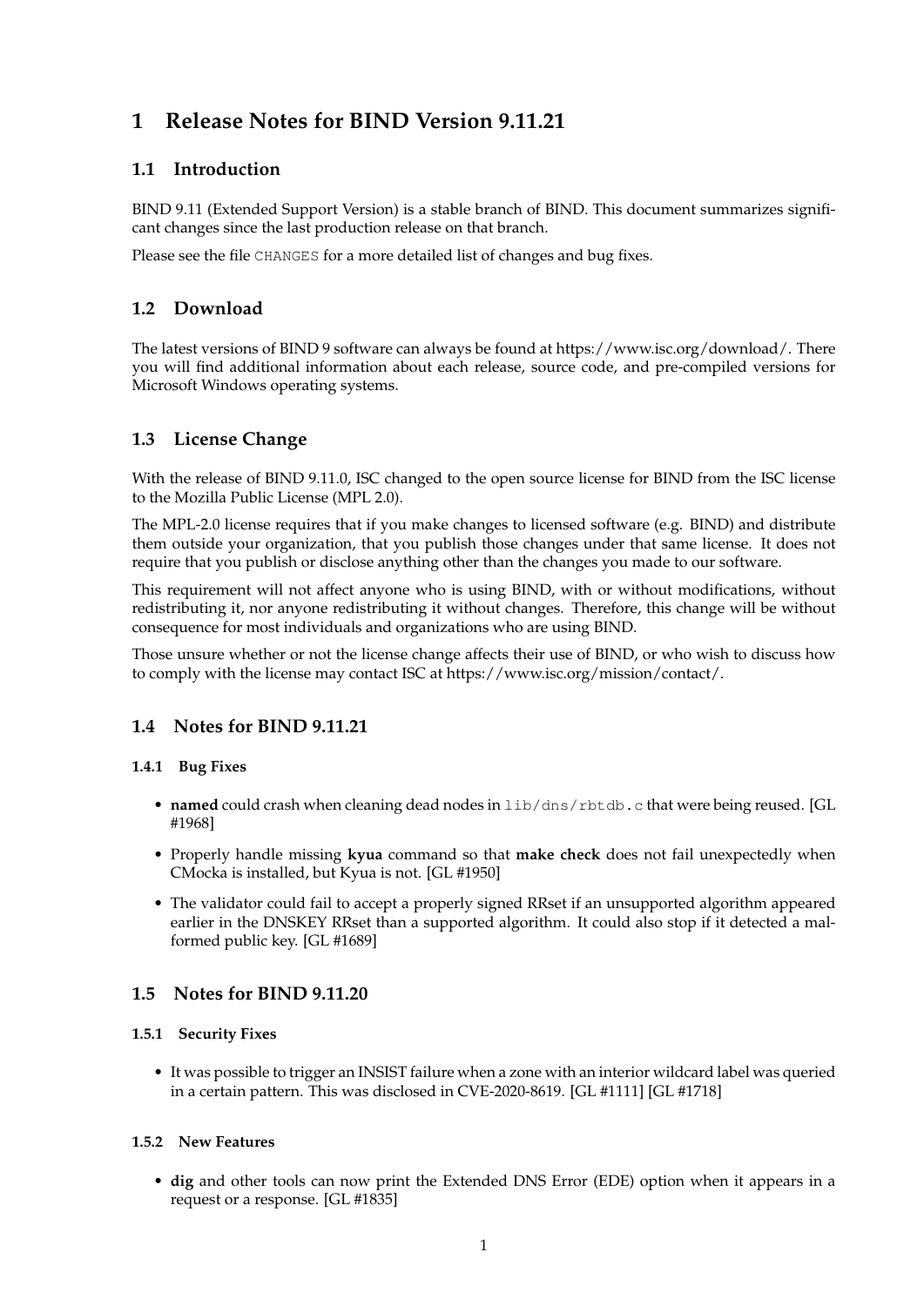# 1 Release Notes for BIND Version 9.11.21

## 1.1 Introduction

BIND 9.11 (Extended Support Version) is a stable branch of BIND. This document summarizes significant changes since the last production release on that branch.

Please see the file `CHANGES` for a more detailed list of changes and bug fixes.

## 1.2 Download

The latest versions of BIND 9 software can always be found at https://www.isc.org/download/. There you will find additional information about each release, source code, and pre-compiled versions for Microsoft Windows operating systems.

## 1.3 License Change

With the release of BIND 9.11.0, ISC changed to the open source license for BIND from the ISC license to the Mozilla Public License (MPL 2.0).

The MPL-2.0 license requires that if you make changes to licensed software (e.g. BIND) and distribute them outside your organization, that you publish those changes under that same license. It does not require that you publish or disclose anything other than the changes you made to our software.

This requirement will not affect anyone who is using BIND, with or without modifications, without redistributing it, nor anyone redistributing it without changes. Therefore, this change will be without consequence for most individuals and organizations who are using BIND.

Those unsure whether or not the license change affects their use of BIND, or who wish to discuss how to comply with the license may contact ISC at https://www.isc.org/mission/contact/.

## 1.4 Notes for BIND 9.11.21

### 1.4.1 Bug Fixes

- **named** could crash when cleaning dead nodes in `lib/dns/rbtdb.c` that were being reused. [GL #1968]
- Properly handle missing **kyua** command so that **make check** does not fail unexpectedly when CMocka is installed, but Kyua is not. [GL #1950]
- The validator could fail to accept a properly signed RRset if an unsupported algorithm appeared earlier in the DNSKEY RRset than a supported algorithm. It could also stop if it detected a malformed public key. [GL #1689]

## 1.5 Notes for BIND 9.11.20

### 1.5.1 Security Fixes

- It was possible to trigger an INSIST failure when a zone with an interior wildcard label was queried in a certain pattern. This was disclosed in CVE-2020-8619. [GL #1111] [GL #1718]

### 1.5.2 New Features

- **dig** and other tools can now print the Extended DNS Error (EDE) option when it appears in a request or a response. [GL #1835]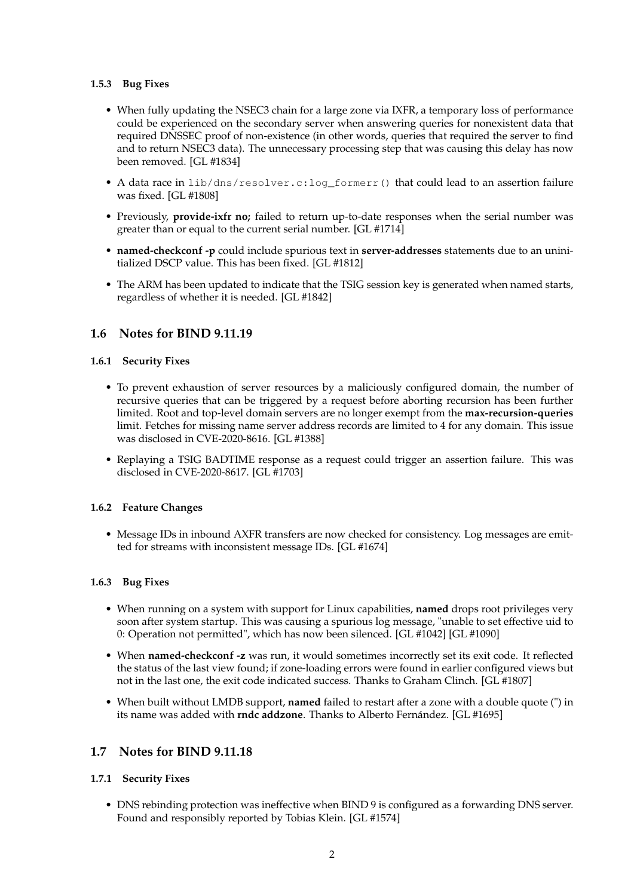#### 1.5.3 Bug Fixes

- When fully updating the NSEC3 chain for a large zone via IXFR, a temporary loss of performance could be experienced on the secondary server when answering queries for nonexistent data that required DNSSEC proof of non-existence (in other words, queries that required the server to find and to return NSEC3 data). The unnecessary processing step that was causing this delay has now been removed. [GL #1834]
- A data race in `lib/dns/resolver.c:log_formerr()` that could lead to an assertion failure was fixed. [GL #1808]
- Previously, **provide-ixfr no;** failed to return up-to-date responses when the serial number was greater than or equal to the current serial number. [GL #1714]
- **named-checkconf -p** could include spurious text in **server-addresses** statements due to an uninitialized DSCP value. This has been fixed. [GL #1812]
- The ARM has been updated to indicate that the TSIG session key is generated when named starts, regardless of whether it is needed. [GL #1842]

### 1.6 Notes for BIND 9.11.19

#### 1.6.1 Security Fixes

- To prevent exhaustion of server resources by a maliciously configured domain, the number of recursive queries that can be triggered by a request before aborting recursion has been further limited. Root and top-level domain servers are no longer exempt from the **max-recursion-queries** limit. Fetches for missing name server address records are limited to 4 for any domain. This issue was disclosed in CVE-2020-8616. [GL #1388]
- Replaying a TSIG BADTIME response as a request could trigger an assertion failure. This was disclosed in CVE-2020-8617. [GL #1703]

#### 1.6.2 Feature Changes

- Message IDs in inbound AXFR transfers are now checked for consistency. Log messages are emitted for streams with inconsistent message IDs. [GL #1674]

#### 1.6.3 Bug Fixes

- When running on a system with support for Linux capabilities, **named** drops root privileges very soon after system startup. This was causing a spurious log message, "unable to set effective uid to 0: Operation not permitted", which has now been silenced. [GL #1042] [GL #1090]
- When **named-checkconf -z** was run, it would sometimes incorrectly set its exit code. It reflected the status of the last view found; if zone-loading errors were found in earlier configured views but not in the last one, the exit code indicated success. Thanks to Graham Clinch. [GL #1807]
- When built without LMDB support, **named** failed to restart after a zone with a double quote (") in its name was added with **rndc addzone**. Thanks to Alberto Fernández. [GL #1695]

### 1.7 Notes for BIND 9.11.18

#### 1.7.1 Security Fixes

- DNS rebinding protection was ineffective when BIND 9 is configured as a forwarding DNS server. Found and responsibly reported by Tobias Klein. [GL #1574]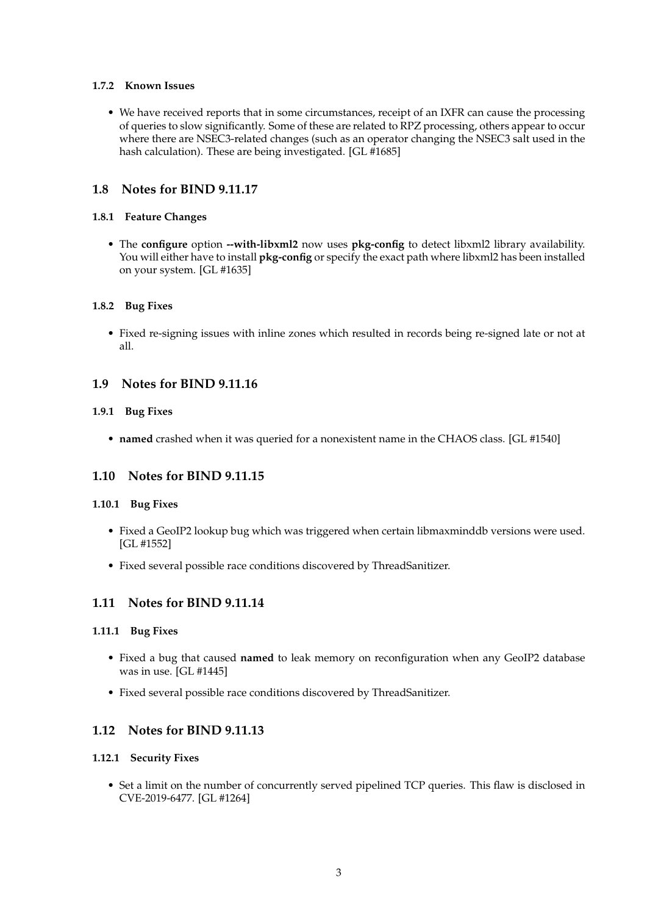#### 1.7.2 Known Issues

- We have received reports that in some circumstances, receipt of an IXFR can cause the processing of queries to slow significantly. Some of these are related to RPZ processing, others appear to occur where there are NSEC3-related changes (such as an operator changing the NSEC3 salt used in the hash calculation). These are being investigated. [GL #1685]

### 1.8 Notes for BIND 9.11.17

#### 1.8.1 Feature Changes

- The **configure** option **--with-libxml2** now uses **pkg-config** to detect libxml2 library availability. You will either have to install **pkg-config** or specify the exact path where libxml2 has been installed on your system. [GL #1635]

#### 1.8.2 Bug Fixes

- Fixed re-signing issues with inline zones which resulted in records being re-signed late or not at all.

### 1.9 Notes for BIND 9.11.16

#### 1.9.1 Bug Fixes

- **named** crashed when it was queried for a nonexistent name in the CHAOS class. [GL #1540]

### 1.10 Notes for BIND 9.11.15

#### 1.10.1 Bug Fixes

- Fixed a GeoIP2 lookup bug which was triggered when certain libmaxminddb versions were used. [GL #1552]
- Fixed several possible race conditions discovered by ThreadSanitizer.

### 1.11 Notes for BIND 9.11.14

#### 1.11.1 Bug Fixes

- Fixed a bug that caused **named** to leak memory on reconfiguration when any GeoIP2 database was in use. [GL #1445]
- Fixed several possible race conditions discovered by ThreadSanitizer.

### 1.12 Notes for BIND 9.11.13

#### 1.12.1 Security Fixes

- Set a limit on the number of concurrently served pipelined TCP queries. This flaw is disclosed in CVE-2019-6477. [GL #1264]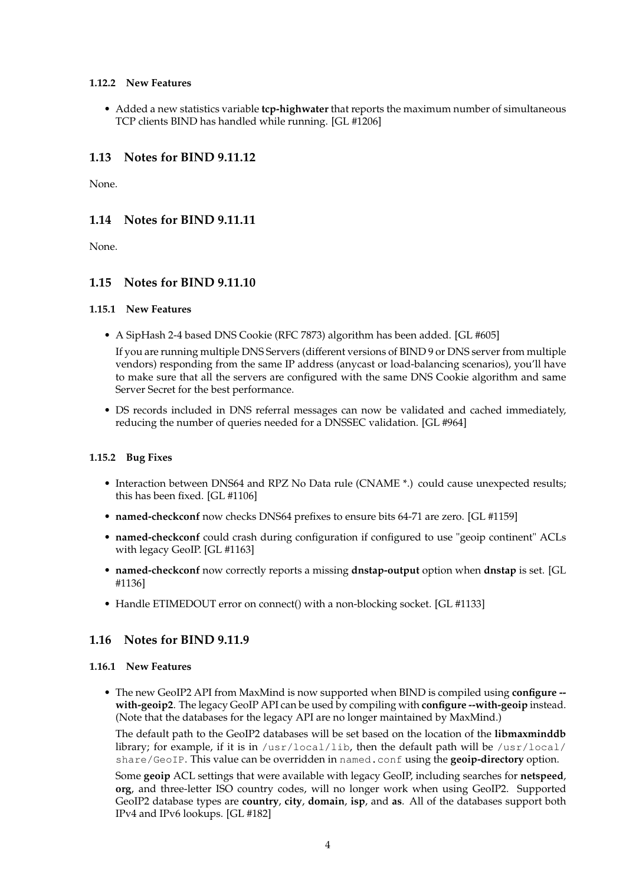#### 1.12.2 New Features

- Added a new statistics variable **tcp-highwater** that reports the maximum number of simultaneous TCP clients BIND has handled while running. [GL #1206]

### 1.13 Notes for BIND 9.11.12

None.

### 1.14 Notes for BIND 9.11.11

None.

### 1.15 Notes for BIND 9.11.10

#### 1.15.1 New Features

- A SipHash 2-4 based DNS Cookie (RFC 7873) algorithm has been added. [GL #605]

  If you are running multiple DNS Servers (different versions of BIND 9 or DNS server from multiple vendors) responding from the same IP address (anycast or load-balancing scenarios), you'll have to make sure that all the servers are configured with the same DNS Cookie algorithm and same Server Secret for the best performance.

- DS records included in DNS referral messages can now be validated and cached immediately, reducing the number of queries needed for a DNSSEC validation. [GL #964]

#### 1.15.2 Bug Fixes

- Interaction between DNS64 and RPZ No Data rule (CNAME *.) could cause unexpected results; this has been fixed. [GL #1106]
- **named-checkconf** now checks DNS64 prefixes to ensure bits 64-71 are zero. [GL #1159]
- **named-checkconf** could crash during configuration if configured to use "geoip continent" ACLs with legacy GeoIP. [GL #1163]
- **named-checkconf** now correctly reports a missing **dnstap-output** option when **dnstap** is set. [GL #1136]
- Handle ETIMEDOUT error on connect() with a non-blocking socket. [GL #1133]

### 1.16 Notes for BIND 9.11.9

#### 1.16.1 New Features

- The new GeoIP2 API from MaxMind is now supported when BIND is compiled using **configure --with-geoip2**. The legacy GeoIP API can be used by compiling with **configure --with-geoip** instead. (Note that the databases for the legacy API are no longer maintained by MaxMind.)

  The default path to the GeoIP2 databases will be set based on the location of the **libmaxminddb** library; for example, if it is in `/usr/local/lib`, then the default path will be `/usr/local/share/GeoIP`. This value can be overridden in `named.conf` using the **geoip-directory** option.

  Some **geoip** ACL settings that were available with legacy GeoIP, including searches for **netspeed**, **org**, and three-letter ISO country codes, will no longer work when using GeoIP2. Supported GeoIP2 database types are **country**, **city**, **domain**, **isp**, and **as**. All of the databases support both IPv4 and IPv6 lookups. [GL #182]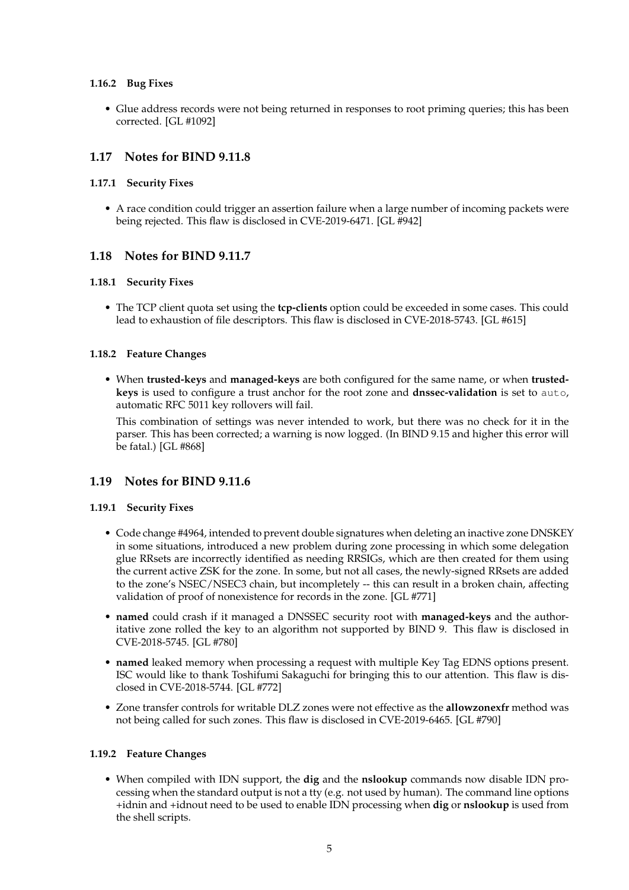#### 1.16.2 Bug Fixes

- Glue address records were not being returned in responses to root priming queries; this has been corrected. [GL #1092]

### 1.17 Notes for BIND 9.11.8

#### 1.17.1 Security Fixes

- A race condition could trigger an assertion failure when a large number of incoming packets were being rejected. This flaw is disclosed in CVE-2019-6471. [GL #942]

### 1.18 Notes for BIND 9.11.7

#### 1.18.1 Security Fixes

- The TCP client quota set using the **tcp-clients** option could be exceeded in some cases. This could lead to exhaustion of file descriptors. This flaw is disclosed in CVE-2018-5743. [GL #615]

#### 1.18.2 Feature Changes

- When **trusted-keys** and **managed-keys** are both configured for the same name, or when **trusted-keys** is used to configure a trust anchor for the root zone and **dnssec-validation** is set to `auto`, automatic RFC 5011 key rollovers will fail.

  This combination of settings was never intended to work, but there was no check for it in the parser. This has been corrected; a warning is now logged. (In BIND 9.15 and higher this error will be fatal.) [GL #868]

### 1.19 Notes for BIND 9.11.6

#### 1.19.1 Security Fixes

- Code change #4964, intended to prevent double signatures when deleting an inactive zone DNSKEY in some situations, introduced a new problem during zone processing in which some delegation glue RRsets are incorrectly identified as needing RRSIGs, which are then created for them using the current active ZSK for the zone. In some, but not all cases, the newly-signed RRsets are added to the zone's NSEC/NSEC3 chain, but incompletely -- this can result in a broken chain, affecting validation of proof of nonexistence for records in the zone. [GL #771]
- **named** could crash if it managed a DNSSEC security root with **managed-keys** and the authoritative zone rolled the key to an algorithm not supported by BIND 9. This flaw is disclosed in CVE-2018-5745. [GL #780]
- **named** leaked memory when processing a request with multiple Key Tag EDNS options present. ISC would like to thank Toshifumi Sakaguchi for bringing this to our attention. This flaw is disclosed in CVE-2018-5744. [GL #772]
- Zone transfer controls for writable DLZ zones were not effective as the **allowzonexfr** method was not being called for such zones. This flaw is disclosed in CVE-2019-6465. [GL #790]

#### 1.19.2 Feature Changes

- When compiled with IDN support, the **dig** and the **nslookup** commands now disable IDN processing when the standard output is not a tty (e.g. not used by human). The command line options +idnin and +idnout need to be used to enable IDN processing when **dig** or **nslookup** is used from the shell scripts.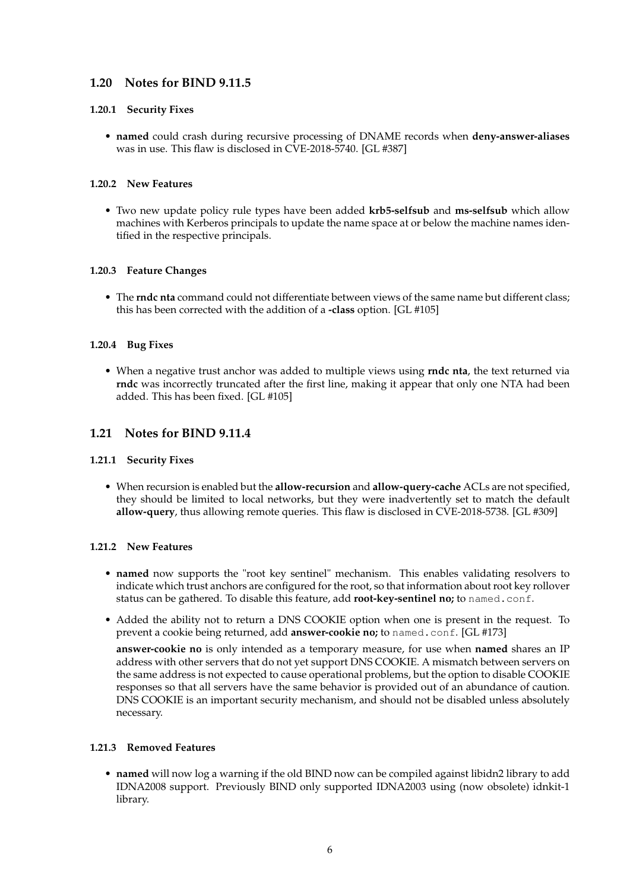## 1.20 Notes for BIND 9.11.5

### 1.20.1 Security Fixes

- **named** could crash during recursive processing of DNAME records when **deny-answer-aliases** was in use. This flaw is disclosed in CVE-2018-5740. [GL #387]

### 1.20.2 New Features

- Two new update policy rule types have been added **krb5-selfsub** and **ms-selfsub** which allow machines with Kerberos principals to update the name space at or below the machine names identified in the respective principals.

### 1.20.3 Feature Changes

- The **rndc nta** command could not differentiate between views of the same name but different class; this has been corrected with the addition of a **-class** option. [GL #105]

### 1.20.4 Bug Fixes

- When a negative trust anchor was added to multiple views using **rndc nta**, the text returned via **rndc** was incorrectly truncated after the first line, making it appear that only one NTA had been added. This has been fixed. [GL #105]

## 1.21 Notes for BIND 9.11.4

### 1.21.1 Security Fixes

- When recursion is enabled but the **allow-recursion** and **allow-query-cache** ACLs are not specified, they should be limited to local networks, but they were inadvertently set to match the default **allow-query**, thus allowing remote queries. This flaw is disclosed in CVE-2018-5738. [GL #309]

### 1.21.2 New Features

- **named** now supports the "root key sentinel" mechanism. This enables validating resolvers to indicate which trust anchors are configured for the root, so that information about root key rollover status can be gathered. To disable this feature, add **root-key-sentinel no;** to `named.conf`.
- Added the ability not to return a DNS COOKIE option when one is present in the request. To prevent a cookie being returned, add **answer-cookie no;** to `named.conf`. [GL #173]

  **answer-cookie no** is only intended as a temporary measure, for use when **named** shares an IP address with other servers that do not yet support DNS COOKIE. A mismatch between servers on the same address is not expected to cause operational problems, but the option to disable COOKIE responses so that all servers have the same behavior is provided out of an abundance of caution. DNS COOKIE is an important security mechanism, and should not be disabled unless absolutely necessary.

### 1.21.3 Removed Features

- **named** will now log a warning if the old BIND now can be compiled against libidn2 library to add IDNA2008 support. Previously BIND only supported IDNA2003 using (now obsolete) idnkit-1 library.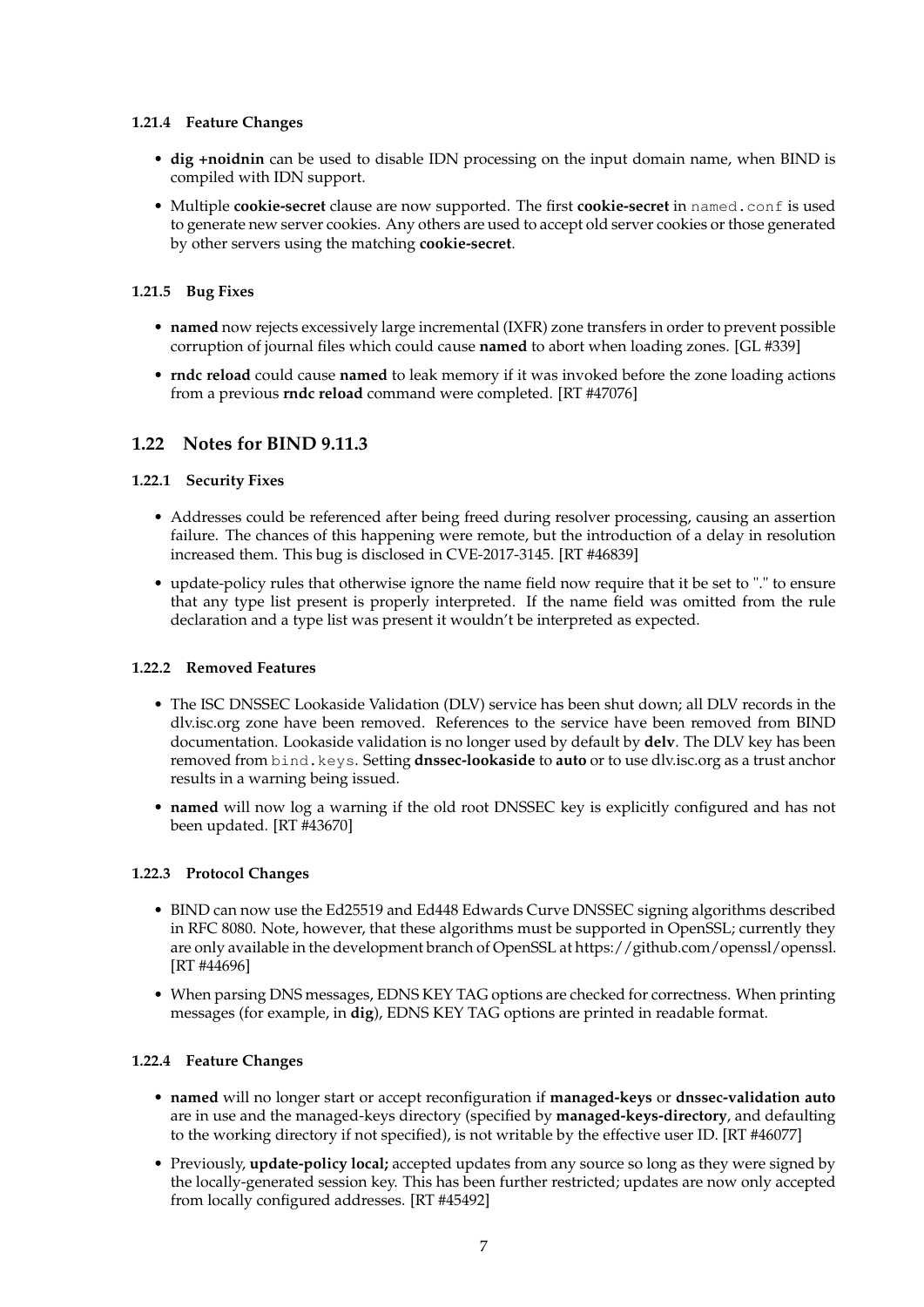#### 1.21.4 Feature Changes

- **dig +noidnin** can be used to disable IDN processing on the input domain name, when BIND is compiled with IDN support.
- Multiple **cookie-secret** clause are now supported. The first **cookie-secret** in `named.conf` is used to generate new server cookies. Any others are used to accept old server cookies or those generated by other servers using the matching **cookie-secret**.

#### 1.21.5 Bug Fixes

- **named** now rejects excessively large incremental (IXFR) zone transfers in order to prevent possible corruption of journal files which could cause **named** to abort when loading zones. [GL #339]
- **rndc reload** could cause **named** to leak memory if it was invoked before the zone loading actions from a previous **rndc reload** command were completed. [RT #47076]

### 1.22 Notes for BIND 9.11.3

#### 1.22.1 Security Fixes

- Addresses could be referenced after being freed during resolver processing, causing an assertion failure. The chances of this happening were remote, but the introduction of a delay in resolution increased them. This bug is disclosed in CVE-2017-3145. [RT #46839]
- update-policy rules that otherwise ignore the name field now require that it be set to "." to ensure that any type list present is properly interpreted. If the name field was omitted from the rule declaration and a type list was present it wouldn't be interpreted as expected.

#### 1.22.2 Removed Features

- The ISC DNSSEC Lookaside Validation (DLV) service has been shut down; all DLV records in the dlv.isc.org zone have been removed. References to the service have been removed from BIND documentation. Lookaside validation is no longer used by default by **delv**. The DLV key has been removed from `bind.keys`. Setting **dnssec-lookaside** to **auto** or to use dlv.isc.org as a trust anchor results in a warning being issued.
- **named** will now log a warning if the old root DNSSEC key is explicitly configured and has not been updated. [RT #43670]

#### 1.22.3 Protocol Changes

- BIND can now use the Ed25519 and Ed448 Edwards Curve DNSSEC signing algorithms described in RFC 8080. Note, however, that these algorithms must be supported in OpenSSL; currently they are only available in the development branch of OpenSSL at https://github.com/openssl/openssl. [RT #44696]
- When parsing DNS messages, EDNS KEY TAG options are checked for correctness. When printing messages (for example, in **dig**), EDNS KEY TAG options are printed in readable format.

#### 1.22.4 Feature Changes

- **named** will no longer start or accept reconfiguration if **managed-keys** or **dnssec-validation auto** are in use and the managed-keys directory (specified by **managed-keys-directory**, and defaulting to the working directory if not specified), is not writable by the effective user ID. [RT #46077]
- Previously, **update-policy local;** accepted updates from any source so long as they were signed by the locally-generated session key. This has been further restricted; updates are now only accepted from locally configured addresses. [RT #45492]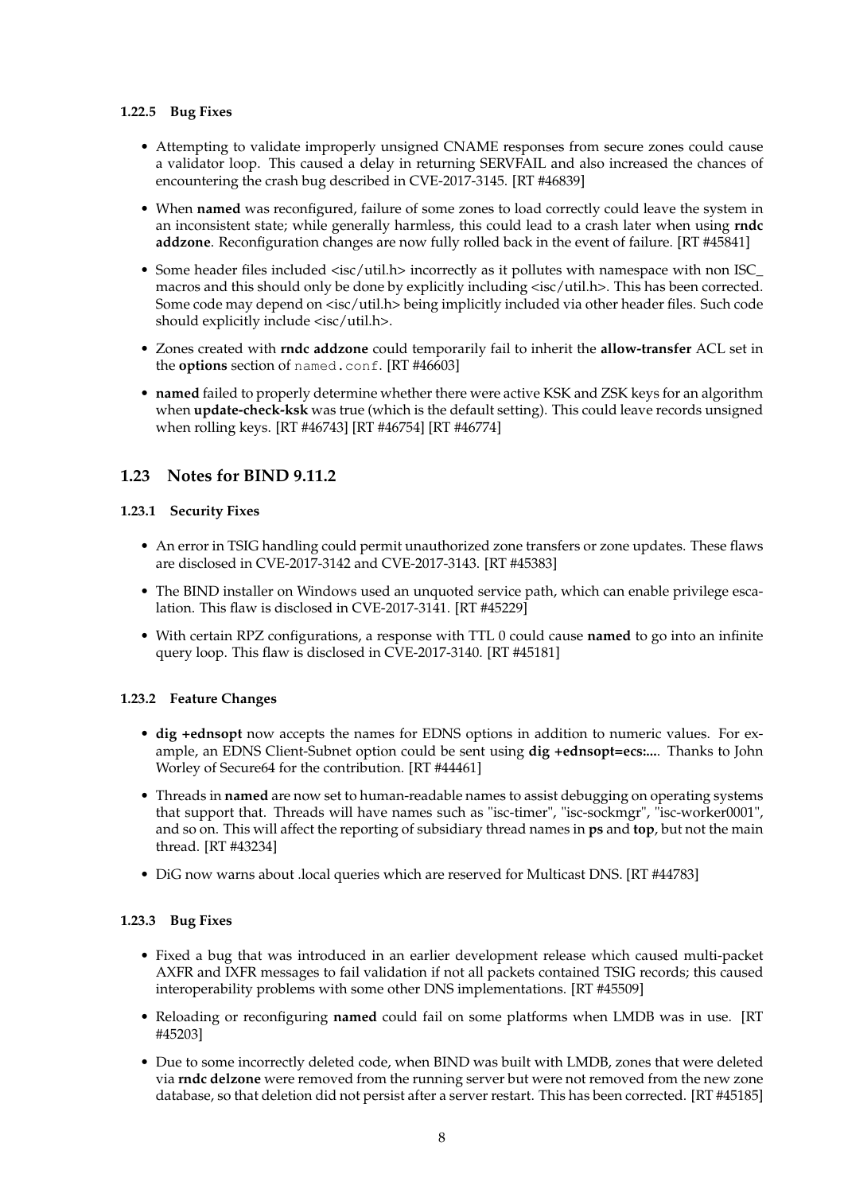#### 1.22.5 Bug Fixes

- Attempting to validate improperly unsigned CNAME responses from secure zones could cause a validator loop. This caused a delay in returning SERVFAIL and also increased the chances of encountering the crash bug described in CVE-2017-3145. [RT #46839]
- When **named** was reconfigured, failure of some zones to load correctly could leave the system in an inconsistent state; while generally harmless, this could lead to a crash later when using **rndc addzone**. Reconfiguration changes are now fully rolled back in the event of failure. [RT #45841]
- Some header files included <isc/util.h> incorrectly as it pollutes with namespace with non ISC_ macros and this should only be done by explicitly including <isc/util.h>. This has been corrected. Some code may depend on <isc/util.h> being implicitly included via other header files. Such code should explicitly include <isc/util.h>.
- Zones created with **rndc addzone** could temporarily fail to inherit the **allow-transfer** ACL set in the **options** section of `named.conf`. [RT #46603]
- **named** failed to properly determine whether there were active KSK and ZSK keys for an algorithm when **update-check-ksk** was true (which is the default setting). This could leave records unsigned when rolling keys. [RT #46743] [RT #46754] [RT #46774]

## 1.23 Notes for BIND 9.11.2

#### 1.23.1 Security Fixes

- An error in TSIG handling could permit unauthorized zone transfers or zone updates. These flaws are disclosed in CVE-2017-3142 and CVE-2017-3143. [RT #45383]
- The BIND installer on Windows used an unquoted service path, which can enable privilege escalation. This flaw is disclosed in CVE-2017-3141. [RT #45229]
- With certain RPZ configurations, a response with TTL 0 could cause **named** to go into an infinite query loop. This flaw is disclosed in CVE-2017-3140. [RT #45181]

#### 1.23.2 Feature Changes

- **dig +ednsopt** now accepts the names for EDNS options in addition to numeric values. For example, an EDNS Client-Subnet option could be sent using **dig +ednsopt=ecs:...**. Thanks to John Worley of Secure64 for the contribution. [RT #44461]
- Threads in **named** are now set to human-readable names to assist debugging on operating systems that support that. Threads will have names such as "isc-timer", "isc-sockmgr", "isc-worker0001", and so on. This will affect the reporting of subsidiary thread names in **ps** and **top**, but not the main thread. [RT #43234]
- DiG now warns about .local queries which are reserved for Multicast DNS. [RT #44783]

#### 1.23.3 Bug Fixes

- Fixed a bug that was introduced in an earlier development release which caused multi-packet AXFR and IXFR messages to fail validation if not all packets contained TSIG records; this caused interoperability problems with some other DNS implementations. [RT #45509]
- Reloading or reconfiguring **named** could fail on some platforms when LMDB was in use. [RT #45203]
- Due to some incorrectly deleted code, when BIND was built with LMDB, zones that were deleted via **rndc delzone** were removed from the running server but were not removed from the new zone database, so that deletion did not persist after a server restart. This has been corrected. [RT #45185]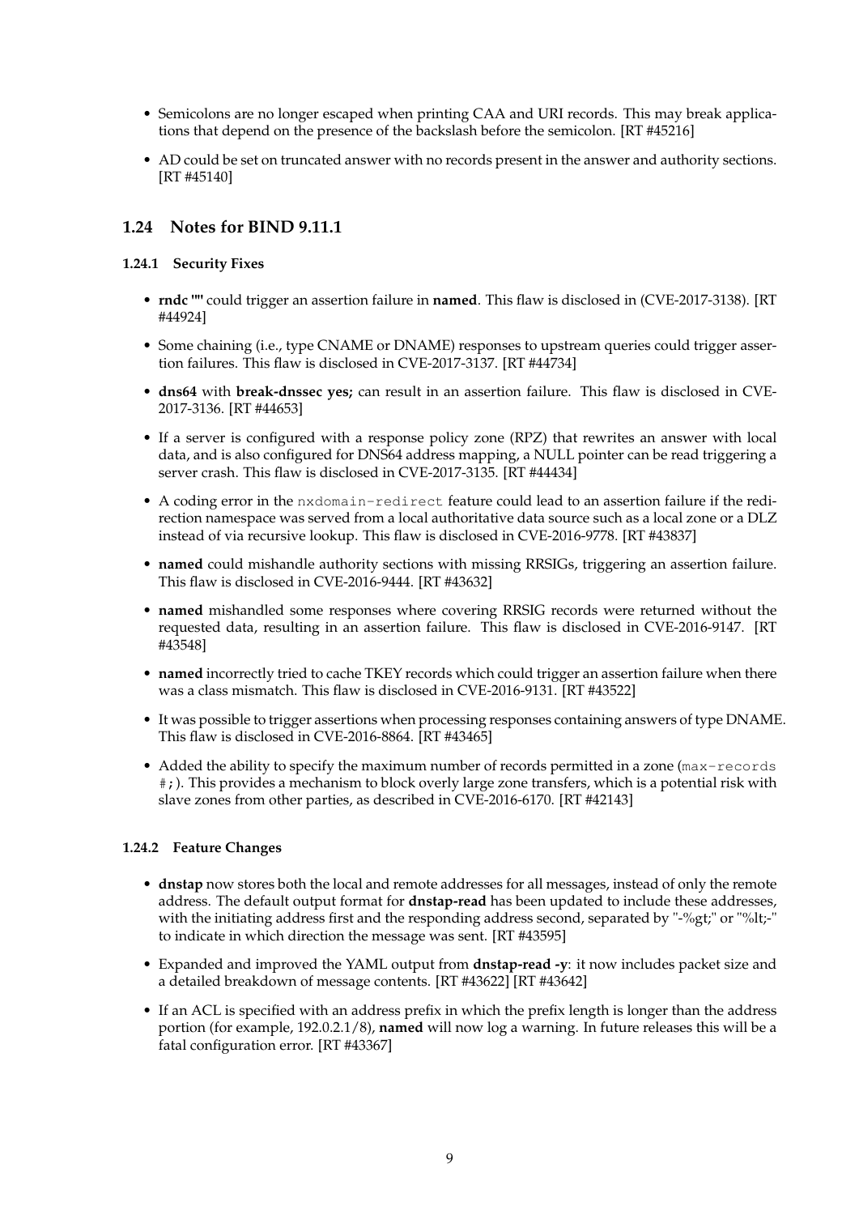- Semicolons are no longer escaped when printing CAA and URI records. This may break applications that depend on the presence of the backslash before the semicolon. [RT #45216]
- AD could be set on truncated answer with no records present in the answer and authority sections. [RT #45140]

## 1.24 Notes for BIND 9.11.1

### 1.24.1 Security Fixes

- **rndc ""** could trigger an assertion failure in **named**. This flaw is disclosed in (CVE-2017-3138). [RT #44924]
- Some chaining (i.e., type CNAME or DNAME) responses to upstream queries could trigger assertion failures. This flaw is disclosed in CVE-2017-3137. [RT #44734]
- **dns64** with **break-dnssec yes;** can result in an assertion failure. This flaw is disclosed in CVE-2017-3136. [RT #44653]
- If a server is configured with a response policy zone (RPZ) that rewrites an answer with local data, and is also configured for DNS64 address mapping, a NULL pointer can be read triggering a server crash. This flaw is disclosed in CVE-2017-3135. [RT #44434]
- A coding error in the `nxdomain-redirect` feature could lead to an assertion failure if the redirection namespace was served from a local authoritative data source such as a local zone or a DLZ instead of via recursive lookup. This flaw is disclosed in CVE-2016-9778. [RT #43837]
- **named** could mishandle authority sections with missing RRSIGs, triggering an assertion failure. This flaw is disclosed in CVE-2016-9444. [RT #43632]
- **named** mishandled some responses where covering RRSIG records were returned without the requested data, resulting in an assertion failure. This flaw is disclosed in CVE-2016-9147. [RT #43548]
- **named** incorrectly tried to cache TKEY records which could trigger an assertion failure when there was a class mismatch. This flaw is disclosed in CVE-2016-9131. [RT #43522]
- It was possible to trigger assertions when processing responses containing answers of type DNAME. This flaw is disclosed in CVE-2016-8864. [RT #43465]
- Added the ability to specify the maximum number of records permitted in a zone (`max-records #;`). This provides a mechanism to block overly large zone transfers, which is a potential risk with slave zones from other parties, as described in CVE-2016-6170. [RT #42143]

### 1.24.2 Feature Changes

- **dnstap** now stores both the local and remote addresses for all messages, instead of only the remote address. The default output format for **dnstap-read** has been updated to include these addresses, with the initiating address first and the responding address second, separated by "-%gt;" or "%lt;-" to indicate in which direction the message was sent. [RT #43595]
- Expanded and improved the YAML output from **dnstap-read -y**: it now includes packet size and a detailed breakdown of message contents. [RT #43622] [RT #43642]
- If an ACL is specified with an address prefix in which the prefix length is longer than the address portion (for example, 192.0.2.1/8), **named** will now log a warning. In future releases this will be a fatal configuration error. [RT #43367]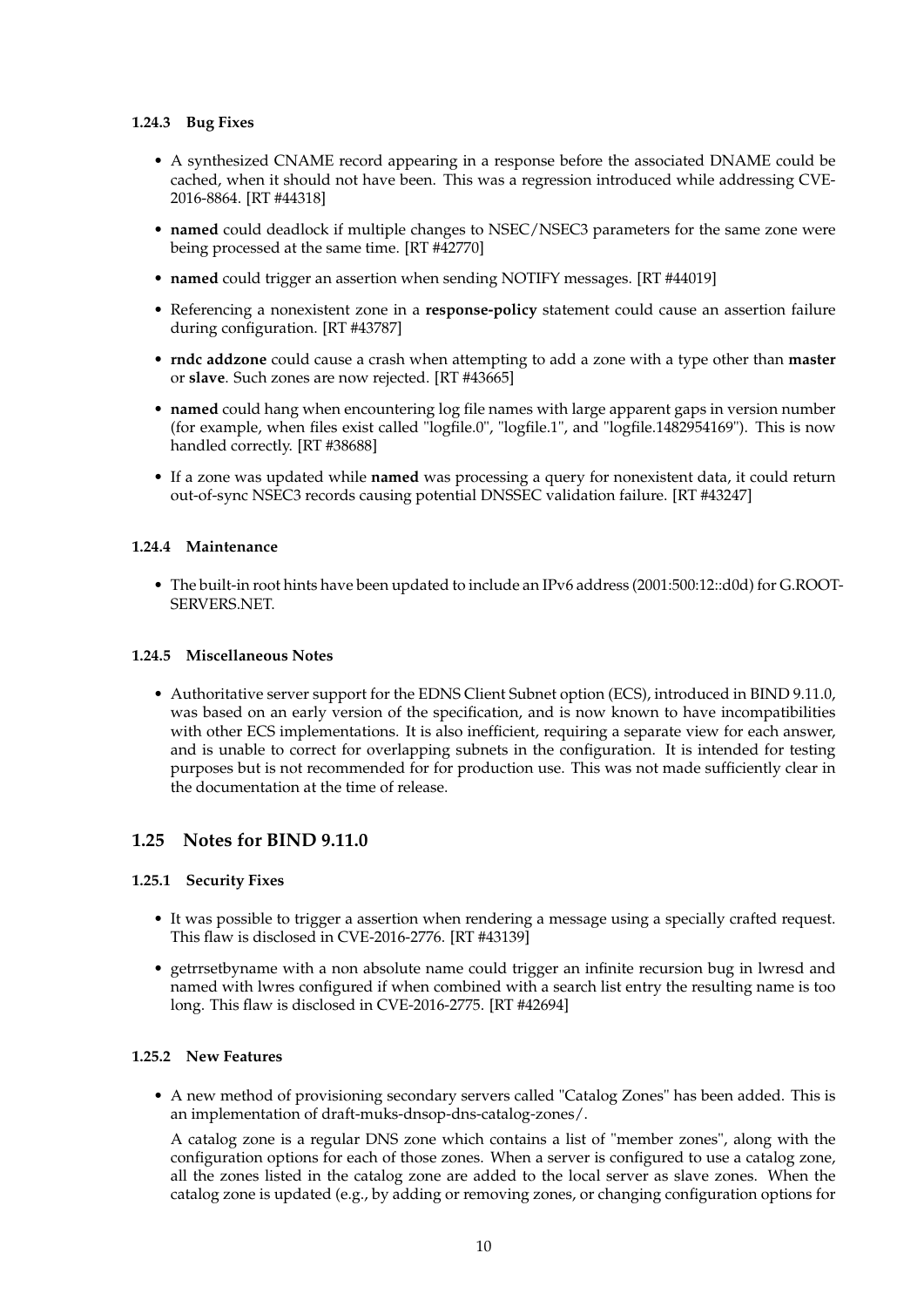### 1.24.3 Bug Fixes

- A synthesized CNAME record appearing in a response before the associated DNAME could be cached, when it should not have been. This was a regression introduced while addressing CVE-2016-8864. [RT #44318]
- **named** could deadlock if multiple changes to NSEC/NSEC3 parameters for the same zone were being processed at the same time. [RT #42770]
- **named** could trigger an assertion when sending NOTIFY messages. [RT #44019]
- Referencing a nonexistent zone in a **response-policy** statement could cause an assertion failure during configuration. [RT #43787]
- **rndc addzone** could cause a crash when attempting to add a zone with a type other than **master** or **slave**. Such zones are now rejected. [RT #43665]
- **named** could hang when encountering log file names with large apparent gaps in version number (for example, when files exist called "logfile.0", "logfile.1", and "logfile.1482954169"). This is now handled correctly. [RT #38688]
- If a zone was updated while **named** was processing a query for nonexistent data, it could return out-of-sync NSEC3 records causing potential DNSSEC validation failure. [RT #43247]

### 1.24.4 Maintenance

- The built-in root hints have been updated to include an IPv6 address (2001:500:12::d0d) for G.ROOT-SERVERS.NET.

### 1.24.5 Miscellaneous Notes

- Authoritative server support for the EDNS Client Subnet option (ECS), introduced in BIND 9.11.0, was based on an early version of the specification, and is now known to have incompatibilities with other ECS implementations. It is also inefficient, requiring a separate view for each answer, and is unable to correct for overlapping subnets in the configuration. It is intended for testing purposes but is not recommended for for production use. This was not made sufficiently clear in the documentation at the time of release.

## 1.25 Notes for BIND 9.11.0

### 1.25.1 Security Fixes

- It was possible to trigger a assertion when rendering a message using a specially crafted request. This flaw is disclosed in CVE-2016-2776. [RT #43139]
- getrrsetbyname with a non absolute name could trigger an infinite recursion bug in lwresd and named with lwres configured if when combined with a search list entry the resulting name is too long. This flaw is disclosed in CVE-2016-2775. [RT #42694]

### 1.25.2 New Features

- A new method of provisioning secondary servers called "Catalog Zones" has been added. This is an implementation of draft-muks-dnsop-dns-catalog-zones/.

  A catalog zone is a regular DNS zone which contains a list of "member zones", along with the configuration options for each of those zones. When a server is configured to use a catalog zone, all the zones listed in the catalog zone are added to the local server as slave zones. When the catalog zone is updated (e.g., by adding or removing zones, or changing configuration options for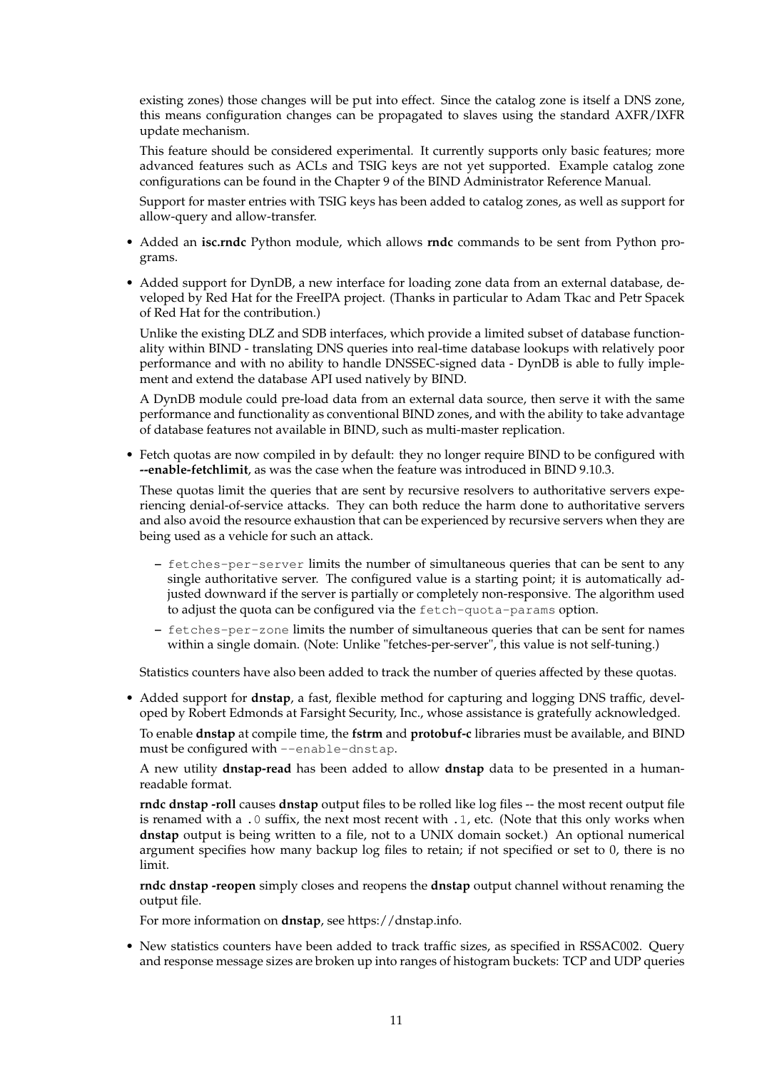existing zones) those changes will be put into effect. Since the catalog zone is itself a DNS zone, this means configuration changes can be propagated to slaves using the standard AXFR/IXFR update mechanism.

This feature should be considered experimental. It currently supports only basic features; more advanced features such as ACLs and TSIG keys are not yet supported. Example catalog zone configurations can be found in the Chapter 9 of the BIND Administrator Reference Manual.

Support for master entries with TSIG keys has been added to catalog zones, as well as support for allow-query and allow-transfer.

- Added an **isc.rndc** Python module, which allows **rndc** commands to be sent from Python programs.

- Added support for DynDB, a new interface for loading zone data from an external database, developed by Red Hat for the FreeIPA project. (Thanks in particular to Adam Tkac and Petr Spacek of Red Hat for the contribution.)

  Unlike the existing DLZ and SDB interfaces, which provide a limited subset of database functionality within BIND - translating DNS queries into real-time database lookups with relatively poor performance and with no ability to handle DNSSEC-signed data - DynDB is able to fully implement and extend the database API used natively by BIND.

  A DynDB module could pre-load data from an external data source, then serve it with the same performance and functionality as conventional BIND zones, and with the ability to take advantage of database features not available in BIND, such as multi-master replication.

- Fetch quotas are now compiled in by default: they no longer require BIND to be configured with **--enable-fetchlimit**, as was the case when the feature was introduced in BIND 9.10.3.

  These quotas limit the queries that are sent by recursive resolvers to authoritative servers experiencing denial-of-service attacks. They can both reduce the harm done to authoritative servers and also avoid the resource exhaustion that can be experienced by recursive servers when they are being used as a vehicle for such an attack.

  - `fetches-per-server` limits the number of simultaneous queries that can be sent to any single authoritative server. The configured value is a starting point; it is automatically adjusted downward if the server is partially or completely non-responsive. The algorithm used to adjust the quota can be configured via the `fetch-quota-params` option.
  - `fetches-per-zone` limits the number of simultaneous queries that can be sent for names within a single domain. (Note: Unlike "fetches-per-server", this value is not self-tuning.)

  Statistics counters have also been added to track the number of queries affected by these quotas.

- Added support for **dnstap**, a fast, flexible method for capturing and logging DNS traffic, developed by Robert Edmonds at Farsight Security, Inc., whose assistance is gratefully acknowledged.

  To enable **dnstap** at compile time, the **fstrm** and **protobuf-c** libraries must be available, and BIND must be configured with `--enable-dnstap`.

  A new utility **dnstap-read** has been added to allow **dnstap** data to be presented in a human-readable format.

  **rndc dnstap -roll** causes **dnstap** output files to be rolled like log files -- the most recent output file is renamed with a `.0` suffix, the next most recent with `.1`, etc. (Note that this only works when **dnstap** output is being written to a file, not to a UNIX domain socket.) An optional numerical argument specifies how many backup log files to retain; if not specified or set to 0, there is no limit.

  **rndc dnstap -reopen** simply closes and reopens the **dnstap** output channel without renaming the output file.

  For more information on **dnstap**, see https://dnstap.info.

- New statistics counters have been added to track traffic sizes, as specified in RSSAC002. Query and response message sizes are broken up into ranges of histogram buckets: TCP and UDP queries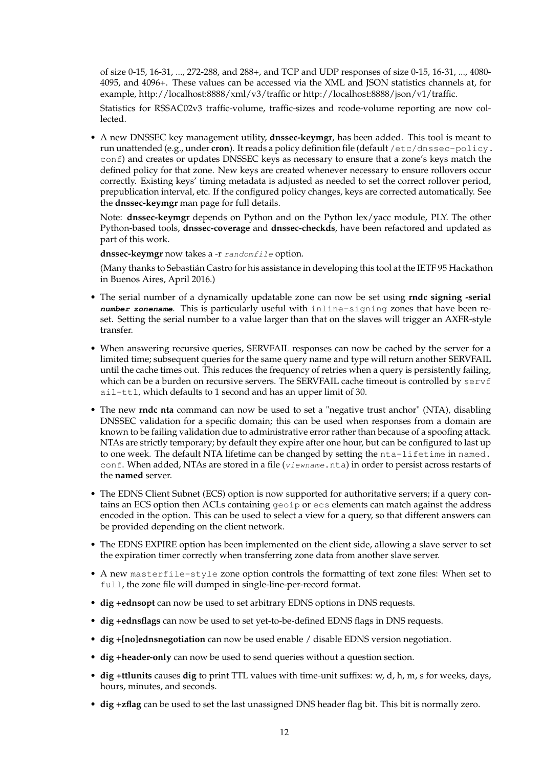of size 0-15, 16-31, ..., 272-288, and 288+, and TCP and UDP responses of size 0-15, 16-31, ..., 4080-4095, and 4096+. These values can be accessed via the XML and JSON statistics channels at, for example, http://localhost:8888/xml/v3/traffic or http://localhost:8888/json/v1/traffic.

Statistics for RSSAC02v3 traffic-volume, traffic-sizes and rcode-volume reporting are now collected.

- A new DNSSEC key management utility, **dnssec-keymgr**, has been added. This tool is meant to run unattended (e.g., under **cron**). It reads a policy definition file (default `/etc/dnssec-policy.conf`) and creates or updates DNSSEC keys as necessary to ensure that a zone's keys match the defined policy for that zone. New keys are created whenever necessary to ensure rollovers occur correctly. Existing keys' timing metadata is adjusted as needed to set the correct rollover period, prepublication interval, etc. If the configured policy changes, keys are corrected automatically. See the **dnssec-keymgr** man page for full details.

  Note: **dnssec-keymgr** depends on Python and on the Python lex/yacc module, PLY. The other Python-based tools, **dnssec-coverage** and **dnssec-checkds**, have been refactored and updated as part of this work.

  **dnssec-keymgr** now takes a -r *`randomfile`* option.

  (Many thanks to Sebastián Castro for his assistance in developing this tool at the IETF 95 Hackathon in Buenos Aires, April 2016.)

- The serial number of a dynamically updatable zone can now be set using **rndc signing -serial *number zonename***. This is particularly useful with `inline-signing` zones that have been reset. Setting the serial number to a value larger than that on the slaves will trigger an AXFR-style transfer.

- When answering recursive queries, SERVFAIL responses can now be cached by the server for a limited time; subsequent queries for the same query name and type will return another SERVFAIL until the cache times out. This reduces the frequency of retries when a query is persistently failing, which can be a burden on recursive servers. The SERVFAIL cache timeout is controlled by `servfail-ttl`, which defaults to 1 second and has an upper limit of 30.

- The new **rndc nta** command can now be used to set a "negative trust anchor" (NTA), disabling DNSSEC validation for a specific domain; this can be used when responses from a domain are known to be failing validation due to administrative error rather than because of a spoofing attack. NTAs are strictly temporary; by default they expire after one hour, but can be configured to last up to one week. The default NTA lifetime can be changed by setting the `nta-lifetime` in `named.conf`. When added, NTAs are stored in a file (*`viewname`*`.nta`) in order to persist across restarts of the **named** server.

- The EDNS Client Subnet (ECS) option is now supported for authoritative servers; if a query contains an ECS option then ACLs containing `geoip` or `ecs` elements can match against the address encoded in the option. This can be used to select a view for a query, so that different answers can be provided depending on the client network.

- The EDNS EXPIRE option has been implemented on the client side, allowing a slave server to set the expiration timer correctly when transferring zone data from another slave server.

- A new `masterfile-style` zone option controls the formatting of text zone files: When set to `full`, the zone file will dumped in single-line-per-record format.

- **dig +ednsopt** can now be used to set arbitrary EDNS options in DNS requests.

- **dig +ednsflags** can now be used to set yet-to-be-defined EDNS flags in DNS requests.

- **dig +[no]ednsnegotiation** can now be used enable / disable EDNS version negotiation.

- **dig +header-only** can now be used to send queries without a question section.

- **dig +ttlunits** causes **dig** to print TTL values with time-unit suffixes: w, d, h, m, s for weeks, days, hours, minutes, and seconds.

- **dig +zflag** can be used to set the last unassigned DNS header flag bit. This bit is normally zero.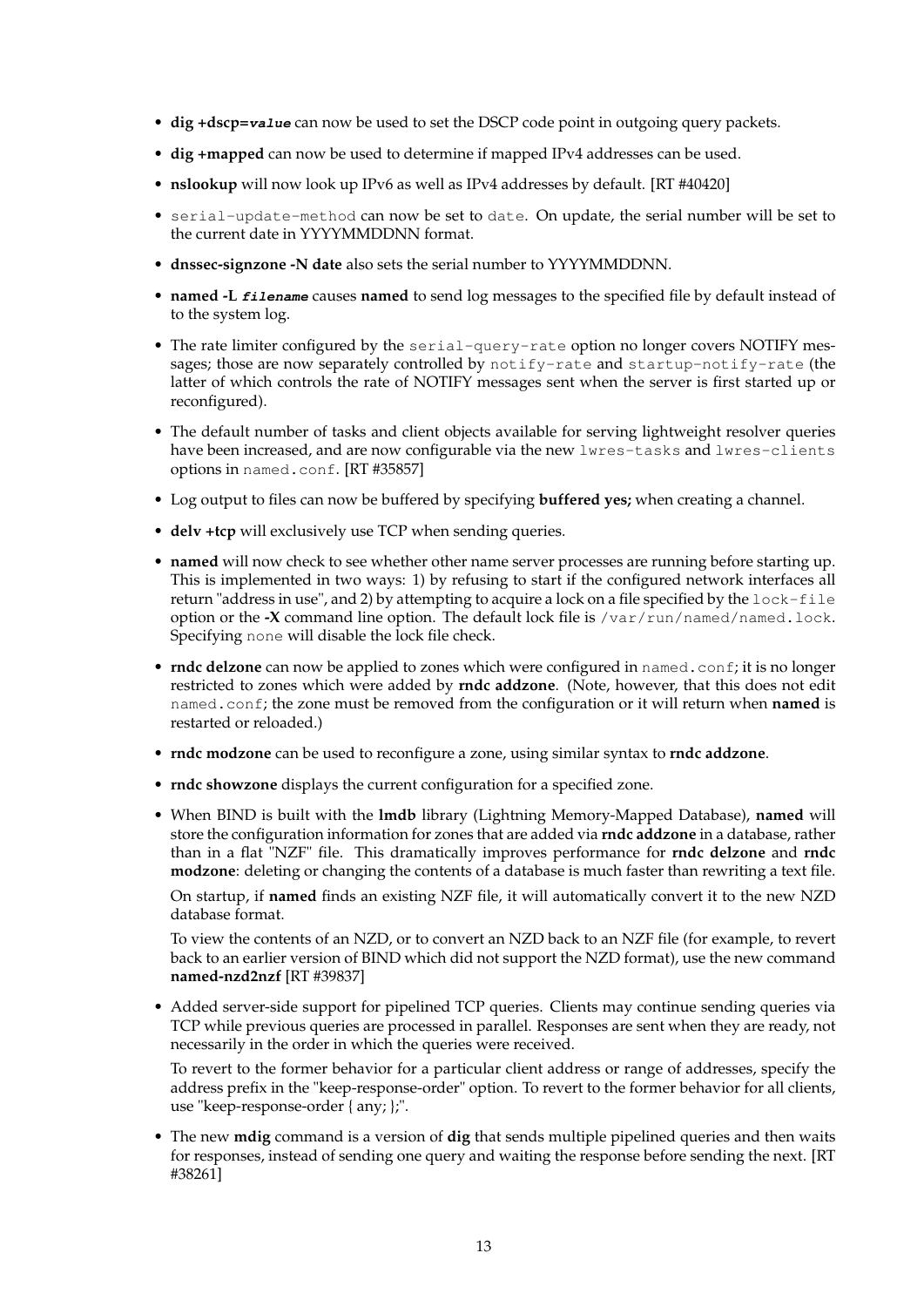- **dig +dscp=*value*** can now be used to set the DSCP code point in outgoing query packets.
- **dig +mapped** can now be used to determine if mapped IPv4 addresses can be used.
- **nslookup** will now look up IPv6 as well as IPv4 addresses by default. [RT #40420]
- `serial-update-method` can now be set to `date`. On update, the serial number will be set to the current date in YYYYMMDDNN format.
- **dnssec-signzone -N date** also sets the serial number to YYYYMMDDNN.
- **named -L *filename*** causes **named** to send log messages to the specified file by default instead of to the system log.
- The rate limiter configured by the `serial-query-rate` option no longer covers NOTIFY messages; those are now separately controlled by `notify-rate` and `startup-notify-rate` (the latter of which controls the rate of NOTIFY messages sent when the server is first started up or reconfigured).
- The default number of tasks and client objects available for serving lightweight resolver queries have been increased, and are now configurable via the new `lwres-tasks` and `lwres-clients` options in `named.conf`. [RT #35857]
- Log output to files can now be buffered by specifying **buffered yes;** when creating a channel.
- **delv +tcp** will exclusively use TCP when sending queries.
- **named** will now check to see whether other name server processes are running before starting up. This is implemented in two ways: 1) by refusing to start if the configured network interfaces all return "address in use", and 2) by attempting to acquire a lock on a file specified by the `lock-file` option or the **-X** command line option. The default lock file is `/var/run/named/named.lock`. Specifying `none` will disable the lock file check.
- **rndc delzone** can now be applied to zones which were configured in `named.conf`; it is no longer restricted to zones which were added by **rndc addzone**. (Note, however, that this does not edit `named.conf`; the zone must be removed from the configuration or it will return when **named** is restarted or reloaded.)
- **rndc modzone** can be used to reconfigure a zone, using similar syntax to **rndc addzone**.
- **rndc showzone** displays the current configuration for a specified zone.
- When BIND is built with the **lmdb** library (Lightning Memory-Mapped Database), **named** will store the configuration information for zones that are added via **rndc addzone** in a database, rather than in a flat "NZF" file. This dramatically improves performance for **rndc delzone** and **rndc modzone**: deleting or changing the contents of a database is much faster than rewriting a text file.

  On startup, if **named** finds an existing NZF file, it will automatically convert it to the new NZD database format.

  To view the contents of an NZD, or to convert an NZD back to an NZF file (for example, to revert back to an earlier version of BIND which did not support the NZD format), use the new command **named-nzd2nzf** [RT #39837]
- Added server-side support for pipelined TCP queries. Clients may continue sending queries via TCP while previous queries are processed in parallel. Responses are sent when they are ready, not necessarily in the order in which the queries were received.

  To revert to the former behavior for a particular client address or range of addresses, specify the address prefix in the "keep-response-order" option. To revert to the former behavior for all clients, use "keep-response-order { any; };".
- The new **mdig** command is a version of **dig** that sends multiple pipelined queries and then waits for responses, instead of sending one query and waiting the response before sending the next. [RT #38261]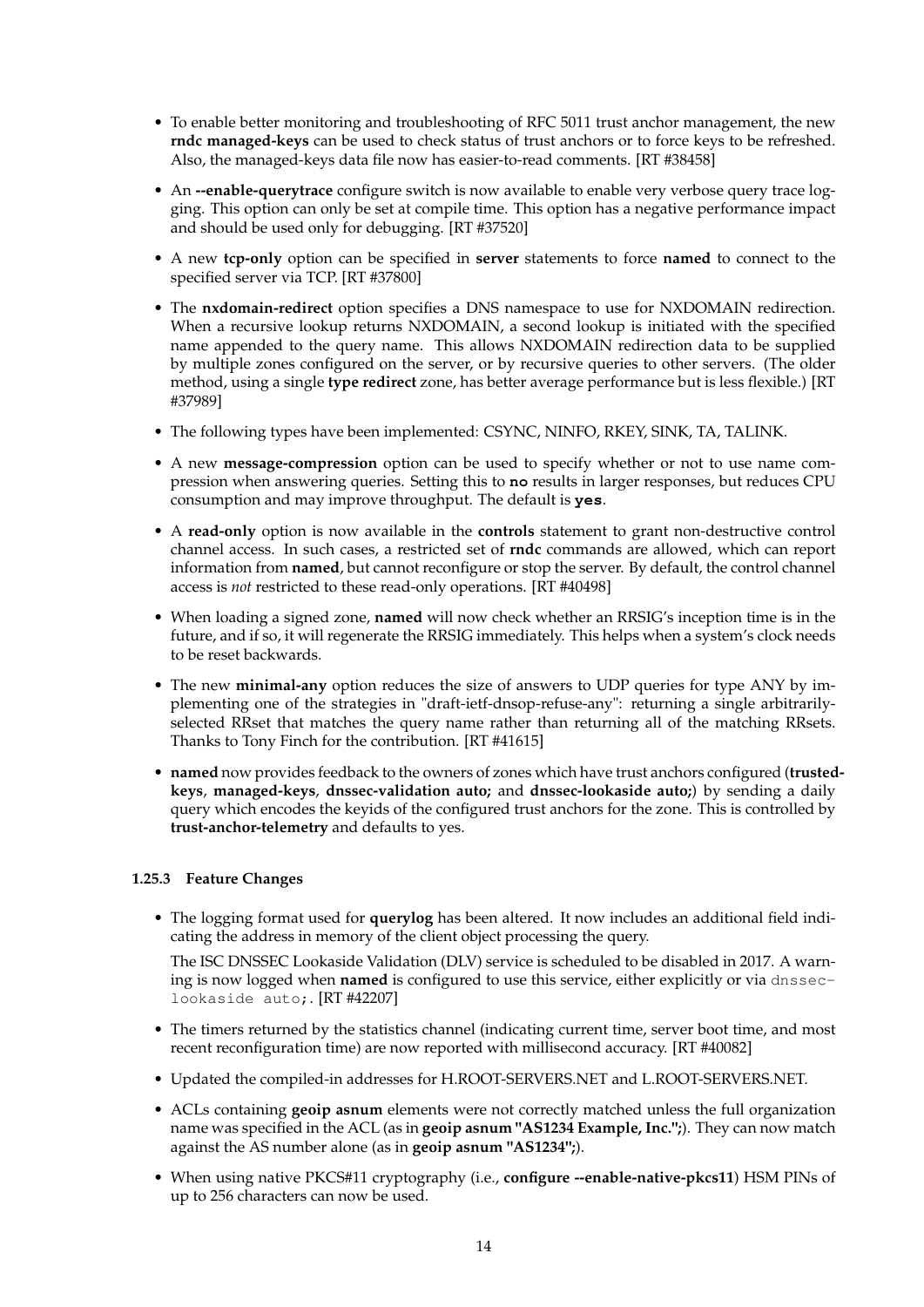- To enable better monitoring and troubleshooting of RFC 5011 trust anchor management, the new **rndc managed-keys** can be used to check status of trust anchors or to force keys to be refreshed. Also, the managed-keys data file now has easier-to-read comments. [RT #38458]

- An **--enable-querytrace** configure switch is now available to enable very verbose query trace logging. This option can only be set at compile time. This option has a negative performance impact and should be used only for debugging. [RT #37520]

- A new **tcp-only** option can be specified in **server** statements to force **named** to connect to the specified server via TCP. [RT #37800]

- The **nxdomain-redirect** option specifies a DNS namespace to use for NXDOMAIN redirection. When a recursive lookup returns NXDOMAIN, a second lookup is initiated with the specified name appended to the query name. This allows NXDOMAIN redirection data to be supplied by multiple zones configured on the server, or by recursive queries to other servers. (The older method, using a single **type redirect** zone, has better average performance but is less flexible.) [RT #37989]

- The following types have been implemented: CSYNC, NINFO, RKEY, SINK, TA, TALINK.

- A new **message-compression** option can be used to specify whether or not to use name compression when answering queries. Setting this to **no** results in larger responses, but reduces CPU consumption and may improve throughput. The default is **yes**.

- A **read-only** option is now available in the **controls** statement to grant non-destructive control channel access. In such cases, a restricted set of **rndc** commands are allowed, which can report information from **named**, but cannot reconfigure or stop the server. By default, the control channel access is *not* restricted to these read-only operations. [RT #40498]

- When loading a signed zone, **named** will now check whether an RRSIG's inception time is in the future, and if so, it will regenerate the RRSIG immediately. This helps when a system's clock needs to be reset backwards.

- The new **minimal-any** option reduces the size of answers to UDP queries for type ANY by implementing one of the strategies in "draft-ietf-dnsop-refuse-any": returning a single arbitrarily-selected RRset that matches the query name rather than returning all of the matching RRsets. Thanks to Tony Finch for the contribution. [RT #41615]

- **named** now provides feedback to the owners of zones which have trust anchors configured (**trusted-keys**, **managed-keys**, **dnssec-validation auto;** and **dnssec-lookaside auto;**) by sending a daily query which encodes the keyids of the configured trust anchors for the zone. This is controlled by **trust-anchor-telemetry** and defaults to yes.

#### 1.25.3 Feature Changes

- The logging format used for **querylog** has been altered. It now includes an additional field indicating the address in memory of the client object processing the query.

  The ISC DNSSEC Lookaside Validation (DLV) service is scheduled to be disabled in 2017. A warning is now logged when **named** is configured to use this service, either explicitly or via `dnssec-lookaside auto;`. [RT #42207]

- The timers returned by the statistics channel (indicating current time, server boot time, and most recent reconfiguration time) are now reported with millisecond accuracy. [RT #40082]

- Updated the compiled-in addresses for H.ROOT-SERVERS.NET and L.ROOT-SERVERS.NET.

- ACLs containing **geoip asnum** elements were not correctly matched unless the full organization name was specified in the ACL (as in **geoip asnum "AS1234 Example, Inc.";**). They can now match against the AS number alone (as in **geoip asnum "AS1234";**).

- When using native PKCS#11 cryptography (i.e., **configure --enable-native-pkcs11**) HSM PINs of up to 256 characters can now be used.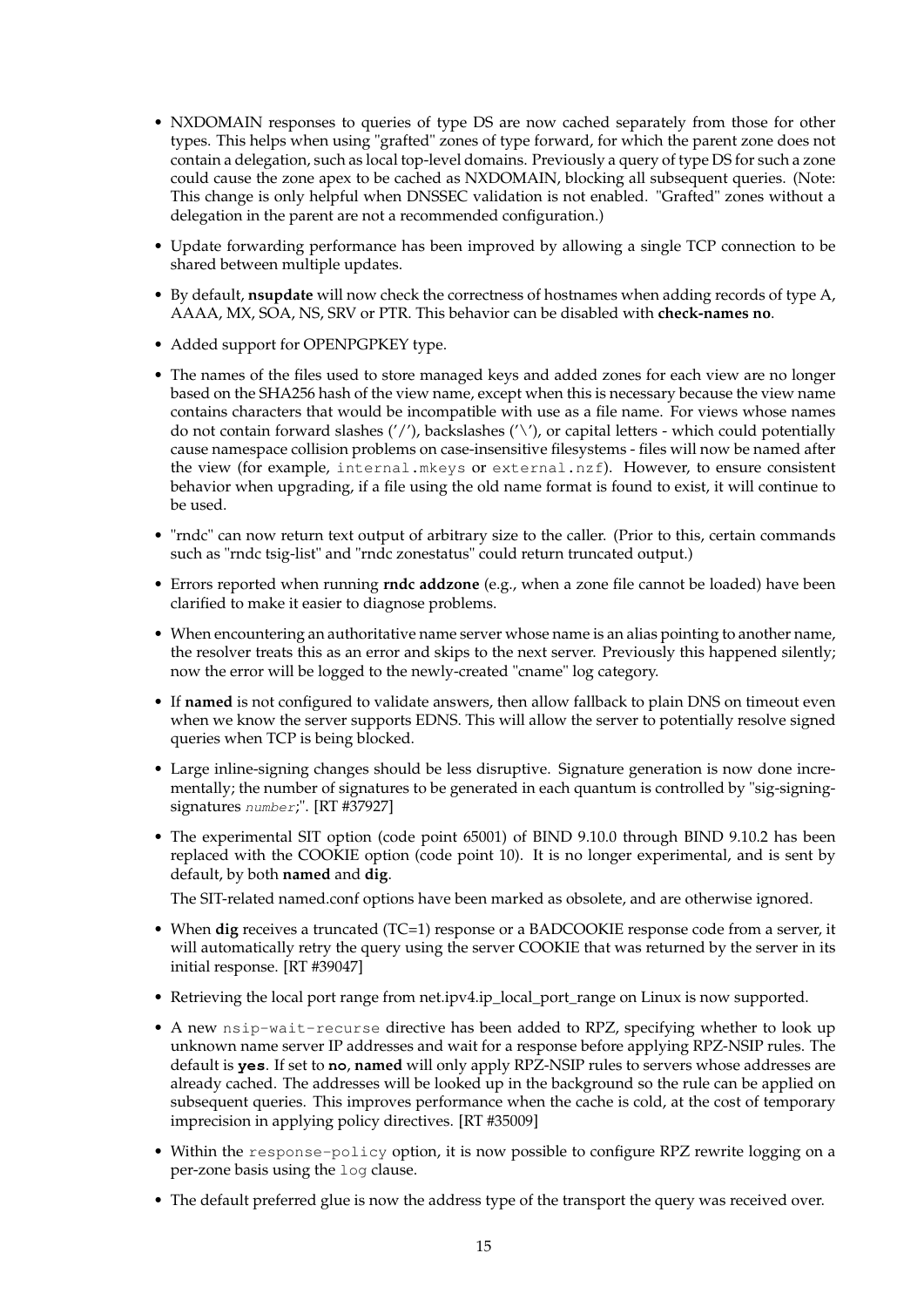- NXDOMAIN responses to queries of type DS are now cached separately from those for other types. This helps when using "grafted" zones of type forward, for which the parent zone does not contain a delegation, such as local top-level domains. Previously a query of type DS for such a zone could cause the zone apex to be cached as NXDOMAIN, blocking all subsequent queries. (Note: This change is only helpful when DNSSEC validation is not enabled. "Grafted" zones without a delegation in the parent are not a recommended configuration.)

- Update forwarding performance has been improved by allowing a single TCP connection to be shared between multiple updates.

- By default, **nsupdate** will now check the correctness of hostnames when adding records of type A, AAAA, MX, SOA, NS, SRV or PTR. This behavior can be disabled with **check-names no**.

- Added support for OPENPGPKEY type.

- The names of the files used to store managed keys and added zones for each view are no longer based on the SHA256 hash of the view name, except when this is necessary because the view name contains characters that would be incompatible with use as a file name. For views whose names do not contain forward slashes ('/'), backslashes ('\'), or capital letters - which could potentially cause namespace collision problems on case-insensitive filesystems - files will now be named after the view (for example, `internal.mkeys` or `external.nzf`). However, to ensure consistent behavior when upgrading, if a file using the old name format is found to exist, it will continue to be used.

- "rndc" can now return text output of arbitrary size to the caller. (Prior to this, certain commands such as "rndc tsig-list" and "rndc zonestatus" could return truncated output.)

- Errors reported when running **rndc addzone** (e.g., when a zone file cannot be loaded) have been clarified to make it easier to diagnose problems.

- When encountering an authoritative name server whose name is an alias pointing to another name, the resolver treats this as an error and skips to the next server. Previously this happened silently; now the error will be logged to the newly-created "cname" log category.

- If **named** is not configured to validate answers, then allow fallback to plain DNS on timeout even when we know the server supports EDNS. This will allow the server to potentially resolve signed queries when TCP is being blocked.

- Large inline-signing changes should be less disruptive. Signature generation is now done incrementally; the number of signatures to be generated in each quantum is controlled by "sig-signing-signatures *number*;". [RT #37927]

- The experimental SIT option (code point 65001) of BIND 9.10.0 through BIND 9.10.2 has been replaced with the COOKIE option (code point 10). It is no longer experimental, and is sent by default, by both **named** and **dig**.

  The SIT-related named.conf options have been marked as obsolete, and are otherwise ignored.

- When **dig** receives a truncated (TC=1) response or a BADCOOKIE response code from a server, it will automatically retry the query using the server COOKIE that was returned by the server in its initial response. [RT #39047]

- Retrieving the local port range from net.ipv4.ip_local_port_range on Linux is now supported.

- A new `nsip-wait-recurse` directive has been added to RPZ, specifying whether to look up unknown name server IP addresses and wait for a response before applying RPZ-NSIP rules. The default is **`yes`**. If set to **`no`**, **named** will only apply RPZ-NSIP rules to servers whose addresses are already cached. The addresses will be looked up in the background so the rule can be applied on subsequent queries. This improves performance when the cache is cold, at the cost of temporary imprecision in applying policy directives. [RT #35009]

- Within the `response-policy` option, it is now possible to configure RPZ rewrite logging on a per-zone basis using the `log` clause.

- The default preferred glue is now the address type of the transport the query was received over.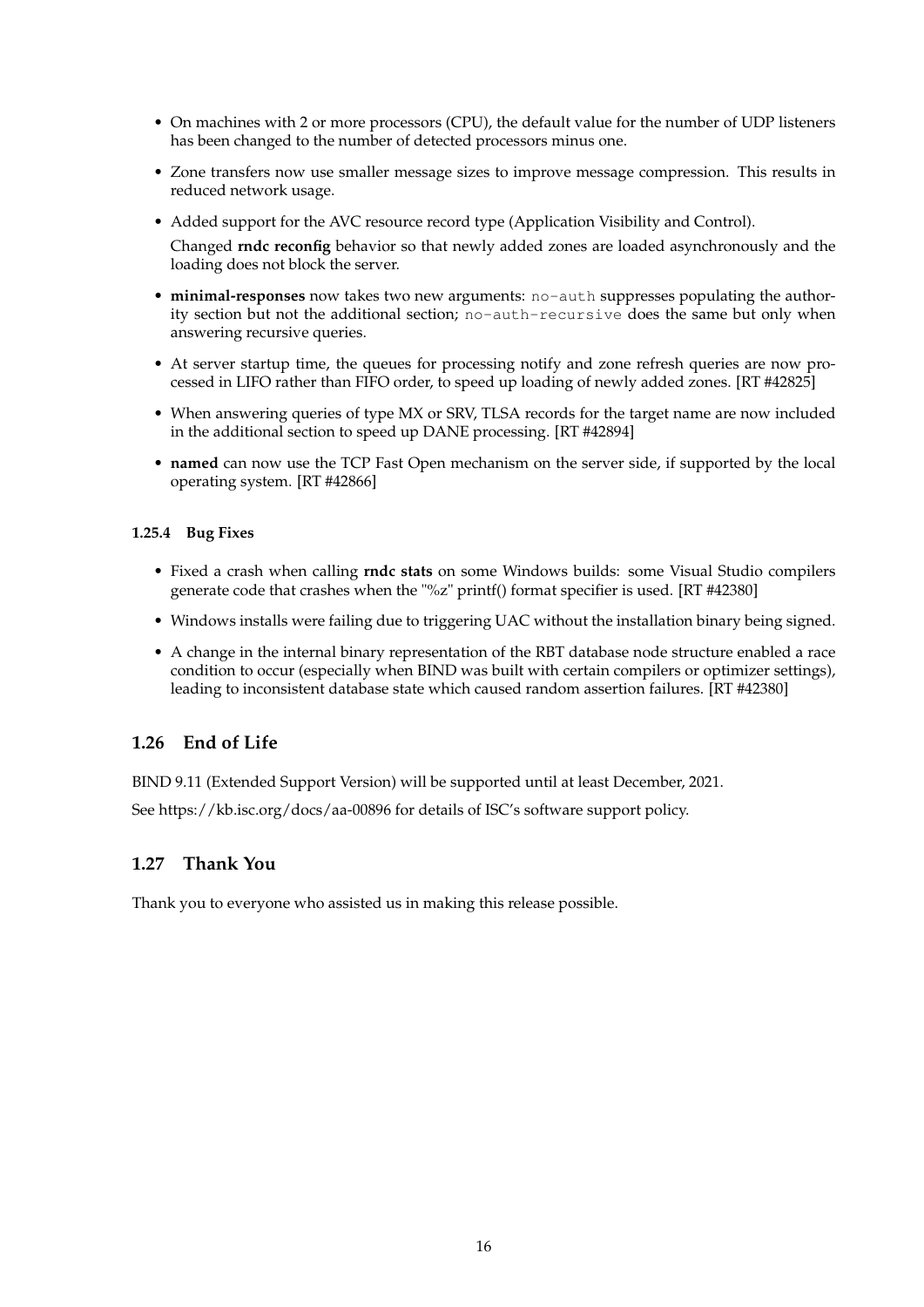- On machines with 2 or more processors (CPU), the default value for the number of UDP listeners has been changed to the number of detected processors minus one.
- Zone transfers now use smaller message sizes to improve message compression. This results in reduced network usage.
- Added support for the AVC resource record type (Application Visibility and Control).

  Changed **rndc reconfig** behavior so that newly added zones are loaded asynchronously and the loading does not block the server.
- **minimal-responses** now takes two new arguments: `no-auth` suppresses populating the authority section but not the additional section; `no-auth-recursive` does the same but only when answering recursive queries.
- At server startup time, the queues for processing notify and zone refresh queries are now processed in LIFO rather than FIFO order, to speed up loading of newly added zones. [RT #42825]
- When answering queries of type MX or SRV, TLSA records for the target name are now included in the additional section to speed up DANE processing. [RT #42894]
- **named** can now use the TCP Fast Open mechanism on the server side, if supported by the local operating system. [RT #42866]

#### 1.25.4 Bug Fixes

- Fixed a crash when calling **rndc stats** on some Windows builds: some Visual Studio compilers generate code that crashes when the "%z" printf() format specifier is used. [RT #42380]
- Windows installs were failing due to triggering UAC without the installation binary being signed.
- A change in the internal binary representation of the RBT database node structure enabled a race condition to occur (especially when BIND was built with certain compilers or optimizer settings), leading to inconsistent database state which caused random assertion failures. [RT #42380]

## 1.26 End of Life

BIND 9.11 (Extended Support Version) will be supported until at least December, 2021.

See https://kb.isc.org/docs/aa-00896 for details of ISC's software support policy.

## 1.27 Thank You

Thank you to everyone who assisted us in making this release possible.